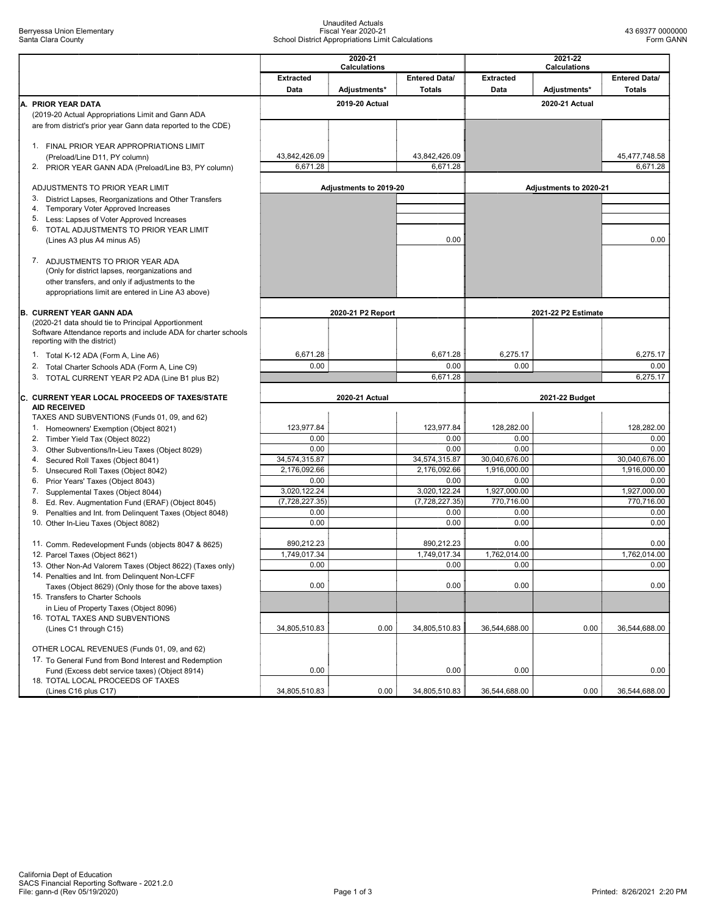Berryessa Union Elementary
Santa Clara County

Unaudited Actuals
Fiscal Year 2020-21
School District Appropriations Limit Calculations

43 69377 0000000
Form GANN

| | 2020-21 Calculations | | | 2021-22 Calculations | | |
|---|---|---|---|---|---|---|
| | Extracted Data | Adjustments* | Entered Data/ Totals | Extracted Data | Adjustments* | Entered Data/ Totals |
| **A. PRIOR YEAR DATA** | 2019-20 Actual | | | 2020-21 Actual | | |
| (2019-20 Actual Appropriations Limit and Gann ADA are from district's prior year Gann data reported to the CDE) | | | | | | |
| 1. FINAL PRIOR YEAR APPROPRIATIONS LIMIT (Preload/Line D11, PY column) | 43,842,426.09 | | 43,842,426.09 | | | 45,477,748.58 |
| 2. PRIOR YEAR GANN ADA (Preload/Line B3, PY column) | 6,671.28 | | 6,671.28 | | | 6,671.28 |
| ADJUSTMENTS TO PRIOR YEAR LIMIT | Adjustments to 2019-20 | | | Adjustments to 2020-21 | | |
| 3. District Lapses, Reorganizations and Other Transfers | | | | | | |
| 4. Temporary Voter Approved Increases | | | | | | |
| 5. Less: Lapses of Voter Approved Increases | | | | | | |
| 6. TOTAL ADJUSTMENTS TO PRIOR YEAR LIMIT (Lines A3 plus A4 minus A5) | | | 0.00 | | | 0.00 |
| 7. ADJUSTMENTS TO PRIOR YEAR ADA (Only for district lapses, reorganizations and other transfers, and only if adjustments to the appropriations limit are entered in Line A3 above) | | | | | | |
| **B. CURRENT YEAR GANN ADA** | 2020-21 P2 Report | | | 2021-22 P2 Estimate | | |
| (2020-21 data should tie to Principal Apportionment Software Attendance reports and include ADA for charter schools reporting with the district) | | | | | | |
| 1. Total K-12 ADA (Form A, Line A6) | 6,671.28 | | 6,671.28 | 6,275.17 | | 6,275.17 |
| 2. Total Charter Schools ADA (Form A, Line C9) | 0.00 | | 0.00 | 0.00 | | 0.00 |
| 3. TOTAL CURRENT YEAR P2 ADA (Line B1 plus B2) | | | 6,671.28 | | | 6,275.17 |
| **C. CURRENT YEAR LOCAL PROCEEDS OF TAXES/STATE AID RECEIVED** | 2020-21 Actual | | | 2021-22 Budget | | |
| TAXES AND SUBVENTIONS (Funds 01, 09, and 62) | | | | | | |
| 1. Homeowners' Exemption (Object 8021) | 123,977.84 | | 123,977.84 | 128,282.00 | | 128,282.00 |
| 2. Timber Yield Tax (Object 8022) | 0.00 | | 0.00 | 0.00 | | 0.00 |
| 3. Other Subventions/In-Lieu Taxes (Object 8029) | 0.00 | | 0.00 | 0.00 | | 0.00 |
| 4. Secured Roll Taxes (Object 8041) | 34,574,315.87 | | 34,574,315.87 | 30,040,676.00 | | 30,040,676.00 |
| 5. Unsecured Roll Taxes (Object 8042) | 2,176,092.66 | | 2,176,092.66 | 1,916,000.00 | | 1,916,000.00 |
| 6. Prior Years' Taxes (Object 8043) | 0.00 | | 0.00 | 0.00 | | 0.00 |
| 7. Supplemental Taxes (Object 8044) | 3,020,122.24 | | 3,020,122.24 | 1,927,000.00 | | 1,927,000.00 |
| 8. Ed. Rev. Augmentation Fund (ERAF) (Object 8045) | (7,728,227.35) | | (7,728,227.35) | 770,716.00 | | 770,716.00 |
| 9. Penalties and Int. from Delinquent Taxes (Object 8048) | 0.00 | | 0.00 | 0.00 | | 0.00 |
| 10. Other In-Lieu Taxes (Object 8082) | 0.00 | | 0.00 | 0.00 | | 0.00 |
| 11. Comm. Redevelopment Funds (objects 8047 & 8625) | 890,212.23 | | 890,212.23 | 0.00 | | 0.00 |
| 12. Parcel Taxes (Object 8621) | 1,749,017.34 | | 1,749,017.34 | 1,762,014.00 | | 1,762,014.00 |
| 13. Other Non-Ad Valorem Taxes (Object 8622) (Taxes only) | 0.00 | | 0.00 | 0.00 | | 0.00 |
| 14. Penalties and Int. from Delinquent Non-LCFF Taxes (Object 8629) (Only those for the above taxes) | 0.00 | | 0.00 | 0.00 | | 0.00 |
| 15. Transfers to Charter Schools in Lieu of Property Taxes (Object 8096) | | | | | | |
| 16. TOTAL TAXES AND SUBVENTIONS (Lines C1 through C15) | 34,805,510.83 | 0.00 | 34,805,510.83 | 36,544,688.00 | 0.00 | 36,544,688.00 |
| OTHER LOCAL REVENUES (Funds 01, 09, and 62) | | | | | | |
| 17. To General Fund from Bond Interest and Redemption Fund (Excess debt service taxes) (Object 8914) | 0.00 | | 0.00 | 0.00 | | 0.00 |
| 18. TOTAL LOCAL PROCEEDS OF TAXES (Lines C16 plus C17) | 34,805,510.83 | 0.00 | 34,805,510.83 | 36,544,688.00 | 0.00 | 36,544,688.00 |

California Dept of Education
SACS Financial Reporting Software - 2021.2.0
File: gann-d (Rev 05/19/2020)

Printed: 8/26/2021 2:20 PM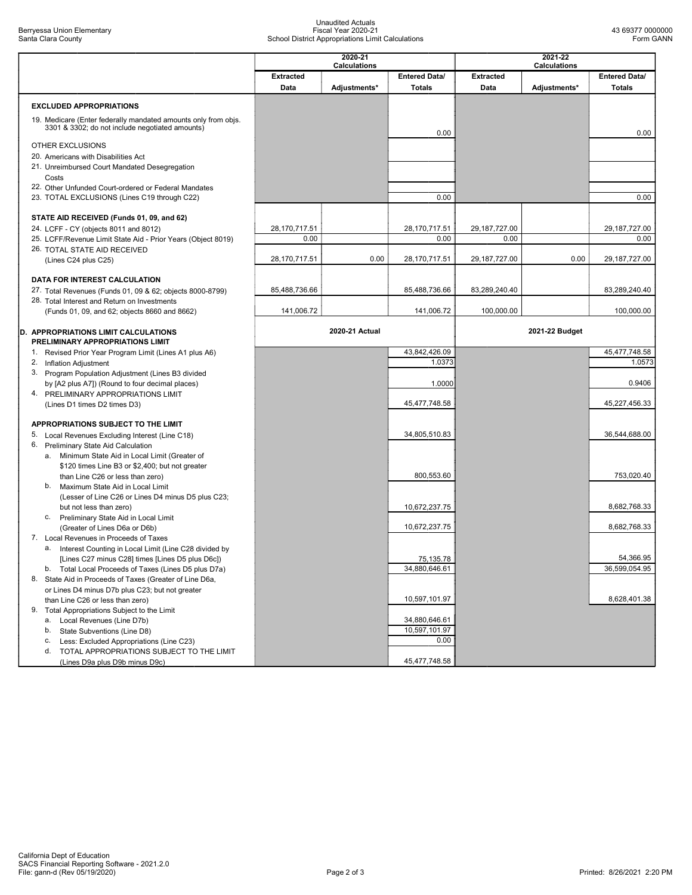Berryessa Union Elementary
Santa Clara County

Unaudited Actuals
Fiscal Year 2020-21
School District Appropriations Limit Calculations

43 69377 0000000
Form GANN

| | 2020-21 Calculations | | | 2021-22 Calculations | | |
|---|---|---|---|---|---|---|
| | Extracted Data | Adjustments* | Entered Data/ Totals | Extracted Data | Adjustments* | Entered Data/ Totals |
| **EXCLUDED APPROPRIATIONS** | | | | | | |
| 19. Medicare (Enter federally mandated amounts only from objs. 3301 & 3302; do not include negotiated amounts) | | | 0.00 | | | 0.00 |
| OTHER EXCLUSIONS | | | | | | |
| 20. Americans with Disabilities Act | | | | | | |
| 21. Unreimbursed Court Mandated Desegregation Costs | | | | | | |
| 22. Other Unfunded Court-ordered or Federal Mandates | | | | | | |
| 23. TOTAL EXCLUSIONS (Lines C19 through C22) | | | 0.00 | | | 0.00 |
| **STATE AID RECEIVED (Funds 01, 09, and 62)** | | | | | | |
| 24. LCFF - CY (objects 8011 and 8012) | 28,170,717.51 | | 28,170,717.51 | 29,187,727.00 | | 29,187,727.00 |
| 25. LCFF/Revenue Limit State Aid - Prior Years (Object 8019) | 0.00 | | 0.00 | 0.00 | | 0.00 |
| 26. TOTAL STATE AID RECEIVED (Lines C24 plus C25) | 28,170,717.51 | 0.00 | 28,170,717.51 | 29,187,727.00 | 0.00 | 29,187,727.00 |
| **DATA FOR INTEREST CALCULATION** | | | | | | |
| 27. Total Revenues (Funds 01, 09 & 62; objects 8000-8799) | 85,488,736.66 | | 85,488,736.66 | 83,289,240.40 | | 83,289,240.40 |
| 28. Total Interest and Return on Investments (Funds 01, 09, and 62; objects 8660 and 8662) | 141,006.72 | | 141,006.72 | 100,000.00 | | 100,000.00 |
| **D. APPROPRIATIONS LIMIT CALCULATIONS** | | **2020-21 Actual** | | | **2021-22 Budget** | |
| **PRELIMINARY APPROPRIATIONS LIMIT** | | | | | | |
| 1. Revised Prior Year Program Limit (Lines A1 plus A6) | | | 43,842,426.09 | | | 45,477,748.58 |
| 2. Inflation Adjustment | | | 1.0373 | | | 1.0573 |
| 3. Program Population Adjustment (Lines B3 divided by [A2 plus A7]) (Round to four decimal places) | | | 1.0000 | | | 0.9406 |
| 4. PRELIMINARY APPROPRIATIONS LIMIT (Lines D1 times D2 times D3) | | | 45,477,748.58 | | | 45,227,456.33 |
| **APPROPRIATIONS SUBJECT TO THE LIMIT** | | | | | | |
| 5. Local Revenues Excluding Interest (Line C18) | | | 34,805,510.83 | | | 36,544,688.00 |
| 6. Preliminary State Aid Calculation | | | | | | |
| a. Minimum State Aid in Local Limit (Greater of $120 times Line B3 or $2,400; but not greater than Line C26 or less than zero) | | | 800,553.60 | | | 753,020.40 |
| b. Maximum State Aid in Local Limit (Lesser of Line C26 or Lines D4 minus D5 plus C23; but not less than zero) | | | 10,672,237.75 | | | 8,682,768.33 |
| c. Preliminary State Aid in Local Limit (Greater of Lines D6a or D6b) | | | 10,672,237.75 | | | 8,682,768.33 |
| 7. Local Revenues in Proceeds of Taxes | | | | | | |
| a. Interest Counting in Local Limit (Line C28 divided by [Lines C27 minus C28] times [Lines D5 plus D6c]) | | | 75,135.78 | | | 54,366.95 |
| b. Total Local Proceeds of Taxes (Lines D5 plus D7a) | | | 34,880,646.61 | | | 36,599,054.95 |
| 8. State Aid in Proceeds of Taxes (Greater of Line D6a, or Lines D4 minus D7b plus C23; but not greater than Line C26 or less than zero) | | | 10,597,101.97 | | | 8,628,401.38 |
| 9. Total Appropriations Subject to the Limit | | | | | | |
| a. Local Revenues (Line D7b) | | | 34,880,646.61 | | | |
| b. State Subventions (Line D8) | | | 10,597,101.97 | | | |
| c. Less: Excluded Appropriations (Line C23) | | | 0.00 | | | |
| d. TOTAL APPROPRIATIONS SUBJECT TO THE LIMIT (Lines D9a plus D9b minus D9c) | | | 45,477,748.58 | | | |

California Dept of Education
SACS Financial Reporting Software - 2021.2.0
File: gann-d (Rev 05/19/2020)

Printed: 8/26/2021 2:20 PM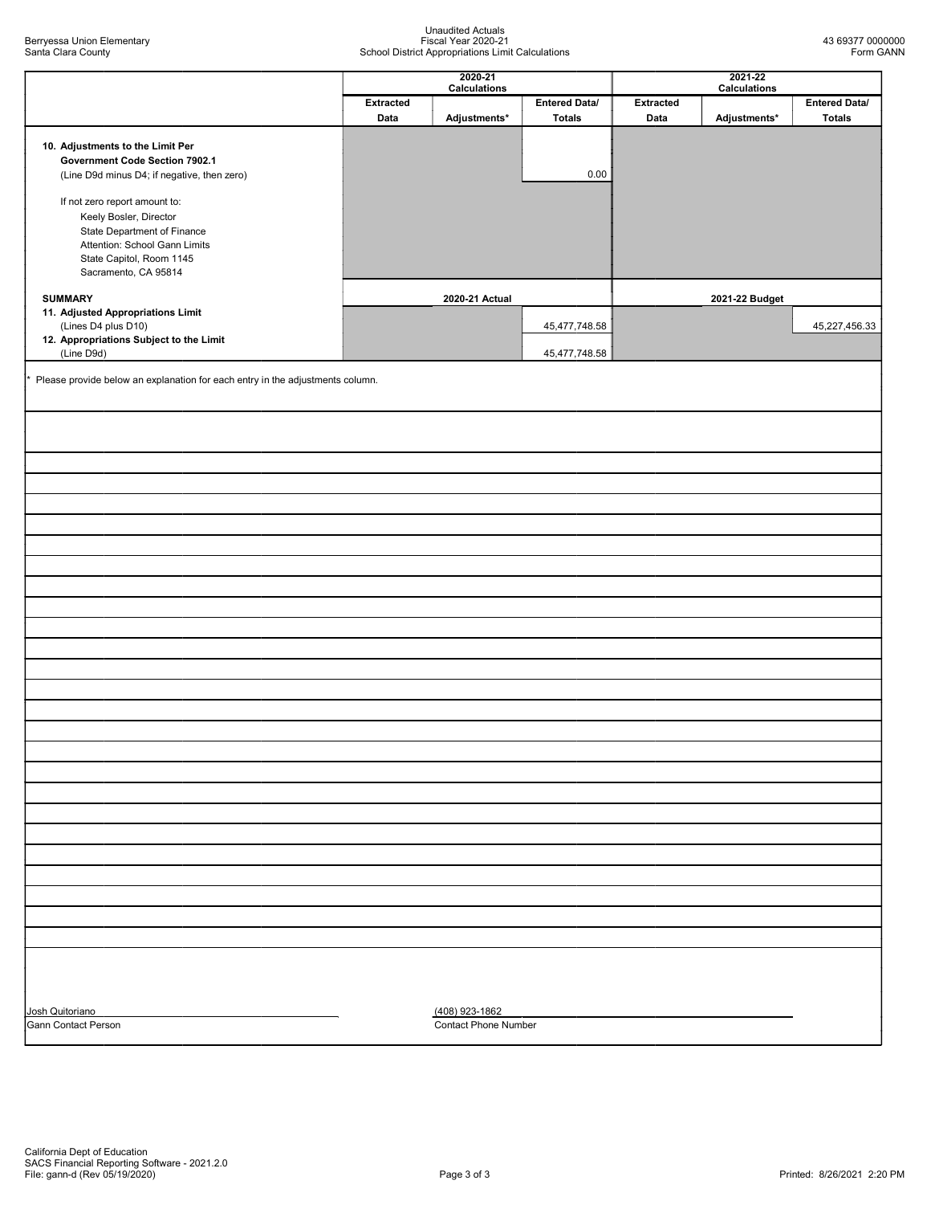Berryessa Union Elementary
Santa Clara County

Unaudited Actuals
Fiscal Year 2020-21
School District Appropriations Limit Calculations

43 69377 0000000
Form GANN

| | 2020-21 Calculations | | | 2021-22 Calculations | | |
|---|---|---|---|---|---|---|
| | Extracted Data | Adjustments* | Entered Data/ Totals | Extracted Data | Adjustments* | Entered Data/ Totals |
| **10. Adjustments to the Limit Per Government Code Section 7902.1** (Line D9d minus D4; if negative, then zero) | | | 0.00 | | | |
| If not zero report amount to: Keely Bosler, Director, State Department of Finance, Attention: School Gann Limits, State Capitol, Room 1145, Sacramento, CA 95814 | | | | | | |
| **SUMMARY** | | 2020-21 Actual | | | 2021-22 Budget | |
| **11. Adjusted Appropriations Limit** (Lines D4 plus D10) | | | 45,477,748.58 | | | 45,227,456.33 |
| **12. Appropriations Subject to the Limit** (Line D9d) | | | 45,477,748.58 | | | |

\* Please provide below an explanation for each entry in the adjustments column.

Josh Quitoriano
Gann Contact Person

(408) 923-1862
Contact Phone Number

California Dept of Education
SACS Financial Reporting Software - 2021.2.0
File: gann-d (Rev 05/19/2020)

Printed: 8/26/2021 2:20 PM